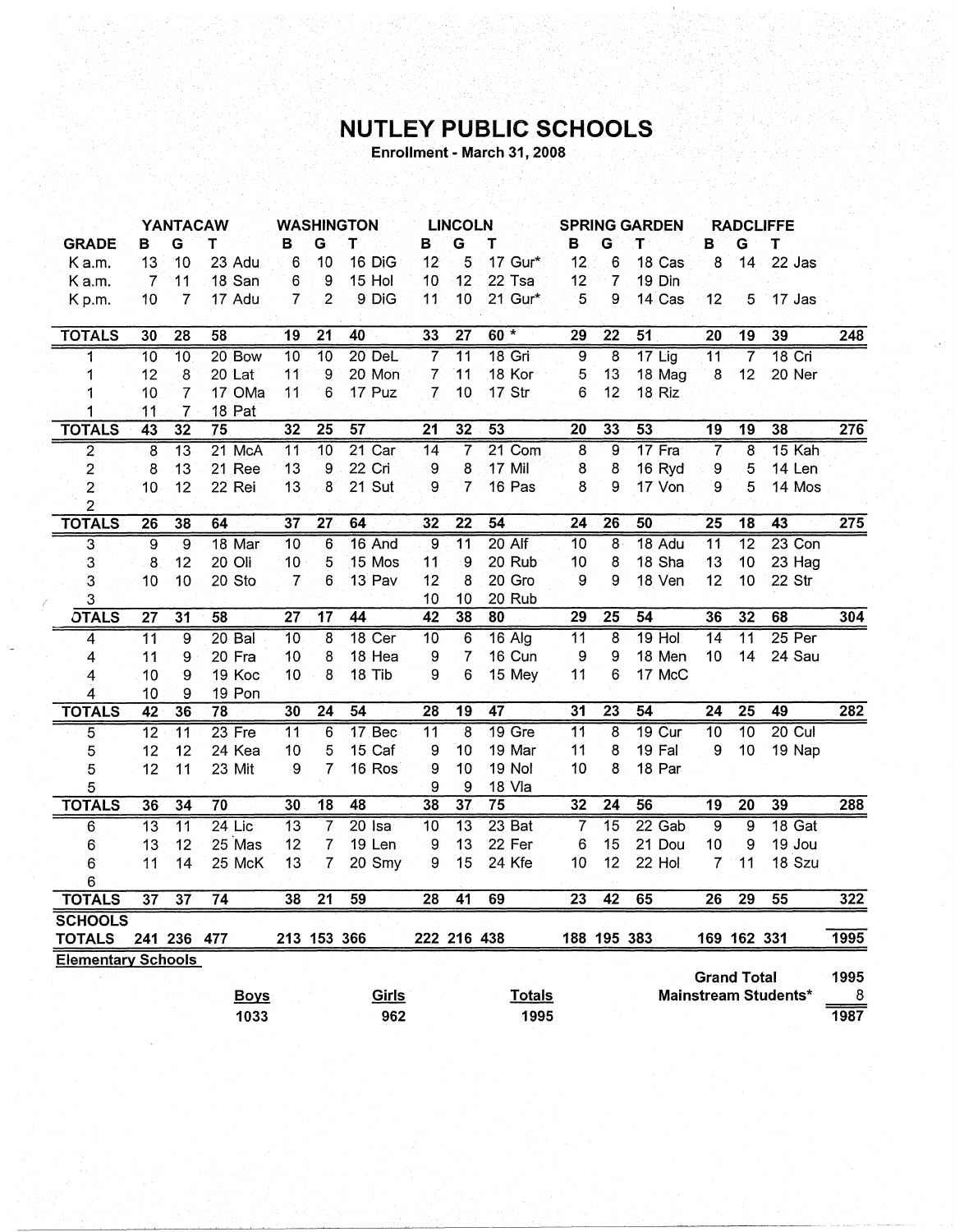# NUTLEY PUBLIC SCHOOLS

**Enrollment - March 31, 2008**

| GRADE | YANTACAW B | G | T | | WASHINGTON B | G | T | | LINCOLN B | G | T | | SPRING GARDEN B | G | T | | RADCLIFFE B | G | T | | |
|---|---|---|---|---|---|---|---|---|---|---|---|---|---|---|---|---|---|---|---|---|---|
| K a.m. | 13 | 10 | 23 | Adu | 6 | 10 | 16 | DiG | 12 | 5 | 17 | Gur* | 12 | 6 | 18 | Cas | 8 | 14 | 22 | Jas | |
| K a.m. | 7 | 11 | 18 | San | 6 | 9 | 15 | Hol | 10 | 12 | 22 | Tsa | 12 | 7 | 19 | Din | | | | | |
| K p.m. | 10 | 7 | 17 | Adu | 7 | 2 | 9 | DiG | 11 | 10 | 21 | Gur* | 5 | 9 | 14 | Cas | 12 | 5 | 17 | Jas | |
| **TOTALS** | 30 | 28 | 58 | | 19 | 21 | 40 | | 33 | 27 | 60 * | | 29 | 22 | 51 | | 20 | 19 | 39 | | 248 |
| 1 | 10 | 10 | 20 | Bow | 10 | 10 | 20 | DeL | 7 | 11 | 18 | Gri | 9 | 8 | 17 | Lig | 11 | 7 | 18 | Cri | |
| 1 | 12 | 8 | 20 | Lat | 11 | 9 | 20 | Mon | 7 | 11 | 18 | Kor | 5 | 13 | 18 | Mag | 8 | 12 | 20 | Ner | |
| 1 | 10 | 7 | 17 | OMa | 11 | 6 | 17 | Puz | 7 | 10 | 17 | Str | 6 | 12 | 18 | Riz | | | | | |
| 1 | 11 | 7 | 18 | Pat | | | | | | | | | | | | | | | | | |
| **TOTALS** | 43 | 32 | 75 | | 32 | 25 | 57 | | 21 | 32 | 53 | | 20 | 33 | 53 | | 19 | 19 | 38 | | 276 |
| 2 | 8 | 13 | 21 | McA | 11 | 10 | 21 | Car | 14 | 7 | 21 | Com | 8 | 9 | 17 | Fra | 7 | 8 | 15 | Kah | |
| 2 | 8 | 13 | 21 | Ree | 13 | 9 | 22 | Cri | 9 | 8 | 17 | Mil | 8 | 8 | 16 | Ryd | 9 | 5 | 14 | Len | |
| 2 | 10 | 12 | 22 | Rei | 13 | 8 | 21 | Sut | 9 | 7 | 16 | Pas | 8 | 9 | 17 | Von | 9 | 5 | 14 | Mos | |
| 2 | | | | | | | | | | | | | | | | | | | | | |
| **TOTALS** | 26 | 38 | 64 | | 37 | 27 | 64 | | 32 | 22 | 54 | | 24 | 26 | 50 | | 25 | 18 | 43 | | 275 |
| 3 | 9 | 9 | 18 | Mar | 10 | 6 | 16 | And | 9 | 11 | 20 | Alf | 10 | 8 | 18 | Adu | 11 | 12 | 23 | Con | |
| 3 | 8 | 12 | 20 | Oli | 10 | 5 | 15 | Mos | 11 | 9 | 20 | Rub | 10 | 8 | 18 | Sha | 13 | 10 | 23 | Hag | |
| 3 | 10 | 10 | 20 | Sto | 7 | 6 | 13 | Pav | 12 | 8 | 20 | Gro | 9 | 9 | 18 | Ven | 12 | 10 | 22 | Str | |
| 3 | | | | | | | | | 10 | 10 | 20 | Rub | | | | | | | | | |
| **TOTALS** | 27 | 31 | 58 | | 27 | 17 | 44 | | 42 | 38 | 80 | | 29 | 25 | 54 | | 36 | 32 | 68 | | 304 |
| 4 | 11 | 9 | 20 | Bal | 10 | 8 | 18 | Cer | 10 | 6 | 16 | Alg | 11 | 8 | 19 | Hol | 14 | 11 | 25 | Per | |
| 4 | 11 | 9 | 20 | Fra | 10 | 8 | 18 | Hea | 9 | 7 | 16 | Cun | 9 | 9 | 18 | Men | 10 | 14 | 24 | Sau | |
| 4 | 10 | 9 | 19 | Koc | 10 | 8 | 18 | Tib | 9 | 6 | 15 | Mey | 11 | 6 | 17 | McC | | | | | |
| 4 | 10 | 9 | 19 | Pon | | | | | | | | | | | | | | | | | |
| **TOTALS** | 42 | 36 | 78 | | 30 | 24 | 54 | | 28 | 19 | 47 | | 31 | 23 | 54 | | 24 | 25 | 49 | | 282 |
| 5 | 12 | 11 | 23 | Fre | 11 | 6 | 17 | Bec | 11 | 8 | 19 | Gre | 11 | 8 | 19 | Cur | 10 | 10 | 20 | Cul | |
| 5 | 12 | 12 | 24 | Kea | 10 | 5 | 15 | Caf | 9 | 10 | 19 | Mar | 11 | 8 | 19 | Fal | 9 | 10 | 19 | Nap | |
| 5 | 12 | 11 | 23 | Mit | 9 | 7 | 16 | Ros | 9 | 10 | 19 | Nol | 10 | 8 | 18 | Par | | | | | |
| 5 | | | | | | | | | 9 | 9 | 18 | Vla | | | | | | | | | |
| **TOTALS** | 36 | 34 | 70 | | 30 | 18 | 48 | | 38 | 37 | 75 | | 32 | 24 | 56 | | 19 | 20 | 39 | | 288 |
| 6 | 13 | 11 | 24 | Lic | 13 | 7 | 20 | Isa | 10 | 13 | 23 | Bat | 7 | 15 | 22 | Gab | 9 | 9 | 18 | Gat | |
| 6 | 13 | 12 | 25 | Mas | 12 | 7 | 19 | Len | 9 | 13 | 22 | Fer | 6 | 15 | 21 | Dou | 10 | 9 | 19 | Jou | |
| 6 | 11 | 14 | 25 | McK | 13 | 7 | 20 | Smy | 9 | 15 | 24 | Kfe | 10 | 12 | 22 | Hol | 7 | 11 | 18 | Szu | |
| 6 | | | | | | | | | | | | | | | | | | | | | |
| **TOTALS** | 37 | 37 | 74 | | 38 | 21 | 59 | | 28 | 41 | 69 | | 23 | 42 | 65 | | 26 | 29 | 55 | | 322 |
| **SCHOOLS TOTALS** | 241 | 236 | 477 | | 213 | 153 | 366 | | 222 | 216 | 438 | | 188 | 195 | 383 | | 169 | 162 | 331 | | 1995 |

**Elementary Schools**

| Boys | Girls | Totals |
|---|---|---|
| 1033 | 962 | 1995 |

| | |
|---|---|
| **Grand Total** | 1995 |
| **Mainstream Students*** | 8 |
| | 1987 |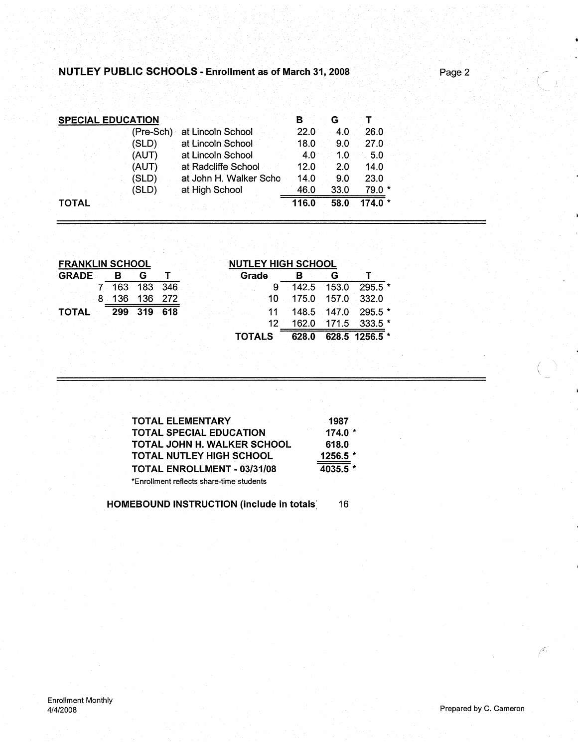## NUTLEY PUBLIC SCHOOLS - Enrollment as of March 31, 2008

### SPECIAL EDUCATION

| | | | B | G | T |
|---|---|---|---|---|---|
| | (Pre-Sch) | at Lincoln School | 22.0 | 4.0 | 26.0 |
| | (SLD) | at Lincoln School | 18.0 | 9.0 | 27.0 |
| | (AUT) | at Lincoln School | 4.0 | 1.0 | 5.0 |
| | (AUT) | at Radcliffe School | 12.0 | 2.0 | 14.0 |
| | (SLD) | at John H. Walker Scho | 14.0 | 9.0 | 23.0 |
| | (SLD) | at High School | 46.0 | 33.0 | 79.0 * |
| **TOTAL** | | | **116.0** | **58.0** | **174.0 *** |

### FRANKLIN SCHOOL

| GRADE | B | G | T |
|---|---|---|---|
| 7 | 163 | 183 | 346 |
| 8 | 136 | 136 | 272 |
| **TOTAL** | **299** | **319** | **618** |

### NUTLEY HIGH SCHOOL

| Grade | B | G | T |
|---|---|---|---|
| 9 | 142.5 | 153.0 | 295.5 * |
| 10 | 175.0 | 157.0 | 332.0 |
| 11 | 148.5 | 147.0 | 295.5 * |
| 12 | 162.0 | 171.5 | 333.5 * |
| **TOTALS** | **628.0** | **628.5** | **1256.5 *** |

| | |
|---|---|
| **TOTAL ELEMENTARY** | **1987** |
| **TOTAL SPECIAL EDUCATION** | **174.0 *** |
| **TOTAL JOHN H. WALKER SCHOOL** | **618.0** |
| **TOTAL NUTLEY HIGH SCHOOL** | **1256.5 *** |
| **TOTAL ENROLLMENT - 03/31/08** | **4035.5 *** |

*Enrollment reflects share-time students

**HOMEBOUND INSTRUCTION (include in totals)** 16

Enrollment Monthly
4/4/2008

Prepared by C. Cameron